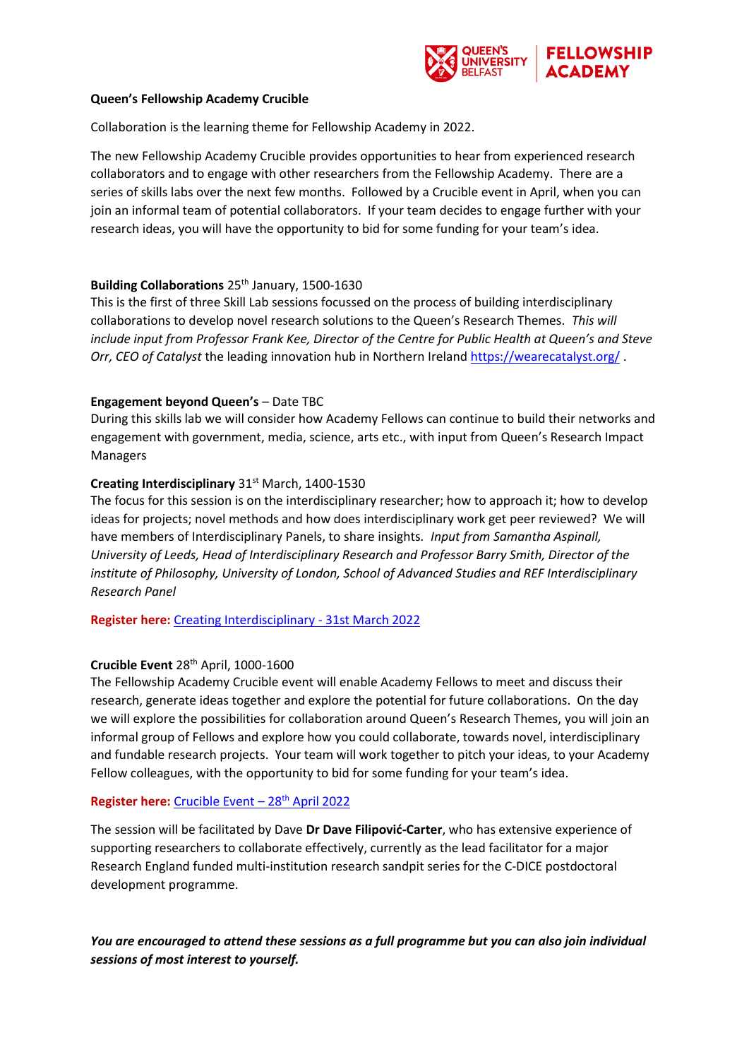**Queen's Fellowship Academy Crucible**

Collaboration is the learning theme for Fellowship Academy in 2022.

The new Fellowship Academy Crucible provides opportunities to hear from experienced research collaborators and to engage with other researchers from the Fellowship Academy. There are a series of skills labs over the next few months. Followed by a Crucible event in April, when you can join an informal team of potential collaborators. If your team decides to engage further with your research ideas, you will have the opportunity to bid for some funding for your team's idea.

**Building Collaborations** 25th January, 1500-1630
This is the first of three Skill Lab sessions focussed on the process of building interdisciplinary collaborations to develop novel research solutions to the Queen's Research Themes. *This will include input from Professor Frank Kee, Director of the Centre for Public Health at Queen's and Steve Orr, CEO of Catalyst* the leading innovation hub in Northern Ireland https://wearecatalyst.org/ .

**Engagement beyond Queen's** – Date TBC
During this skills lab we will consider how Academy Fellows can continue to build their networks and engagement with government, media, science, arts etc., with input from Queen's Research Impact Managers

**Creating Interdisciplinary** 31st March, 1400-1530
The focus for this session is on the interdisciplinary researcher; how to approach it; how to develop ideas for projects; novel methods and how does interdisciplinary work get peer reviewed? We will have members of Interdisciplinary Panels, to share insights. *Input from Samantha Aspinall, University of Leeds, Head of Interdisciplinary Research and Professor Barry Smith, Director of the institute of Philosophy, University of London, School of Advanced Studies and REF Interdisciplinary Research Panel*

**Register here:** Creating Interdisciplinary - 31st March 2022

**Crucible Event** 28th April, 1000-1600
The Fellowship Academy Crucible event will enable Academy Fellows to meet and discuss their research, generate ideas together and explore the potential for future collaborations. On the day we will explore the possibilities for collaboration around Queen's Research Themes, you will join an informal group of Fellows and explore how you could collaborate, towards novel, interdisciplinary and fundable research projects. Your team will work together to pitch your ideas, to your Academy Fellow colleagues, with the opportunity to bid for some funding for your team's idea.

**Register here:** Crucible Event – 28th April 2022

The session will be facilitated by Dave **Dr Dave Filipović-Carter**, who has extensive experience of supporting researchers to collaborate effectively, currently as the lead facilitator for a major Research England funded multi-institution research sandpit series for the C-DICE postdoctoral development programme.

***You are encouraged to attend these sessions as a full programme but you can also join individual sessions of most interest to yourself.***